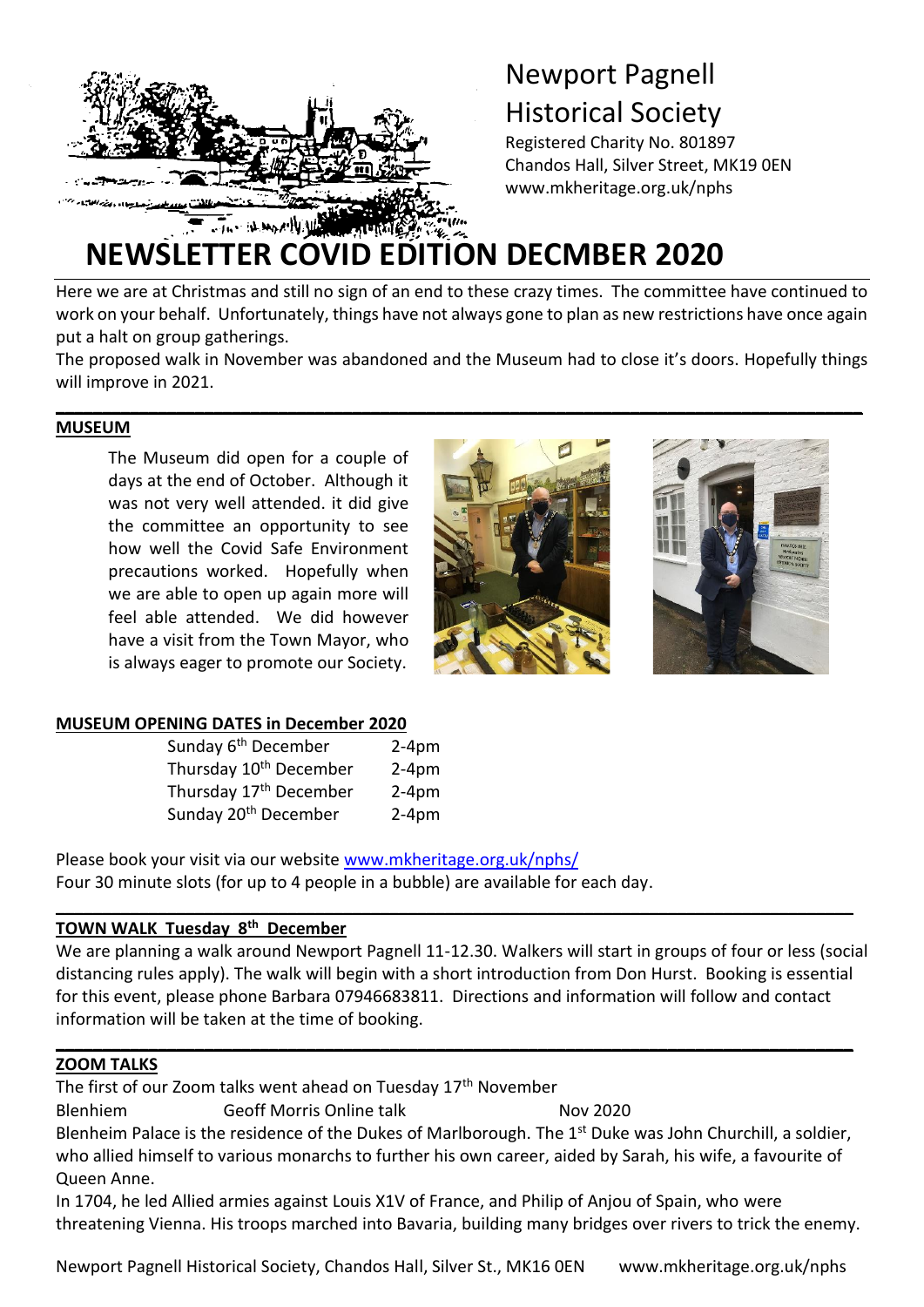# Newport Pagnell Historical Society

Registered Charity No. 801897
Chandos Hall, Silver Street, MK19 0EN
www.mkheritage.org.uk/nphs

# NEWSLETTER COVID EDITION DECMBER 2020

Here we are at Christmas and still no sign of an end to these crazy times. The committee have continued to work on your behalf. Unfortunately, things have not always gone to plan as new restrictions have once again put a halt on group gatherings.

The proposed walk in November was abandoned and the Museum had to close it's doors. Hopefully things will improve in 2021.

## MUSEUM

The Museum did open for a couple of days at the end of October. Although it was not very well attended. it did give the committee an opportunity to see how well the Covid Safe Environment precautions worked. Hopefully when we are able to open up again more will feel able attended. We did however have a visit from the Town Mayor, who is always eager to promote our Society.

## MUSEUM OPENING DATES in December 2020

| | |
|---|---|
| Sunday 6th December | 2-4pm |
| Thursday 10th December | 2-4pm |
| Thursday 17th December | 2-4pm |
| Sunday 20th December | 2-4pm |

Please book your visit via our website www.mkheritage.org.uk/nphs/
Four 30 minute slots (for up to 4 people in a bubble) are available for each day.

## TOWN WALK Tuesday 8th December

We are planning a walk around Newport Pagnell 11-12.30. Walkers will start in groups of four or less (social distancing rules apply). The walk will begin with a short introduction from Don Hurst. Booking is essential for this event, please phone Barbara 07946683811. Directions and information will follow and contact information will be taken at the time of booking.

## ZOOM TALKS

The first of our Zoom talks went ahead on Tuesday 17th November

| | | |
|---|---|---|
| Blenhiem | Geoff Morris Online talk | Nov 2020 |

Blenheim Palace is the residence of the Dukes of Marlborough. The 1st Duke was John Churchill, a soldier, who allied himself to various monarchs to further his own career, aided by Sarah, his wife, a favourite of Queen Anne.

In 1704, he led Allied armies against Louis X1V of France, and Philip of Anjou of Spain, who were threatening Vienna. His troops marched into Bavaria, building many bridges over rivers to trick the enemy.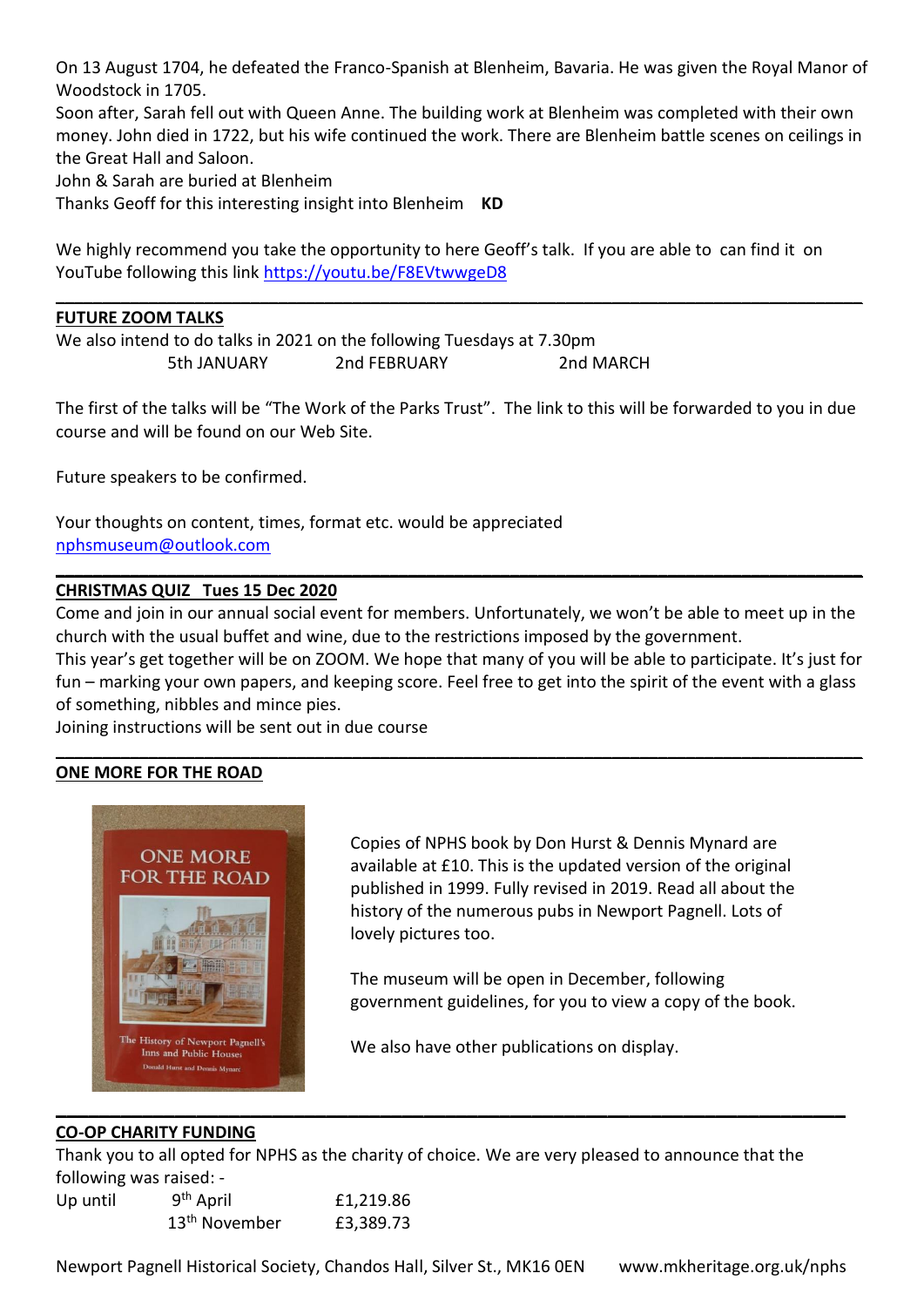On 13 August 1704, he defeated the Franco-Spanish at Blenheim, Bavaria. He was given the Royal Manor of Woodstock in 1705.
Soon after, Sarah fell out with Queen Anne. The building work at Blenheim was completed with their own money. John died in 1722, but his wife continued the work. There are Blenheim battle scenes on ceilings in the Great Hall and Saloon.
John & Sarah are buried at Blenheim
Thanks Geoff for this interesting insight into Blenheim **KD**

We highly recommend you take the opportunity to here Geoff's talk. If you are able to can find it on YouTube following this link https://youtu.be/F8EVtwwgeD8

---

## FUTURE ZOOM TALKS

We also intend to do talks in 2021 on the following Tuesdays at 7.30pm

5th JANUARY   2nd FEBRUARY   2nd MARCH

The first of the talks will be "The Work of the Parks Trust". The link to this will be forwarded to you in due course and will be found on our Web Site.

Future speakers to be confirmed.

Your thoughts on content, times, format etc. would be appreciated
nphsmuseum@outlook.com

---

## CHRISTMAS QUIZ Tues 15 Dec 2020

Come and join in our annual social event for members. Unfortunately, we won't be able to meet up in the church with the usual buffet and wine, due to the restrictions imposed by the government.
This year's get together will be on ZOOM. We hope that many of you will be able to participate. It's just for fun – marking your own papers, and keeping score. Feel free to get into the spirit of the event with a glass of something, nibbles and mince pies.
Joining instructions will be sent out in due course

---

## ONE MORE FOR THE ROAD

ONE MORE FOR THE ROAD
The History of Newport Pagnell's Inns and Public Houses
Donald Hurst and Dennis Mynard

Copies of NPHS book by Don Hurst & Dennis Mynard are available at £10. This is the updated version of the original published in 1999. Fully revised in 2019. Read all about the history of the numerous pubs in Newport Pagnell. Lots of lovely pictures too.

The museum will be open in December, following government guidelines, for you to view a copy of the book.

We also have other publications on display.

---

## CO-OP CHARITY FUNDING

Thank you to all opted for NPHS as the charity of choice. We are very pleased to announce that the following was raised: -

| | | |
|---|---|---|
| Up until | 9th April | £1,219.86 |
| | 13th November | £3,389.73 |

Newport Pagnell Historical Society, Chandos Hall, Silver St., MK16 0EN   www.mkheritage.org.uk/nphs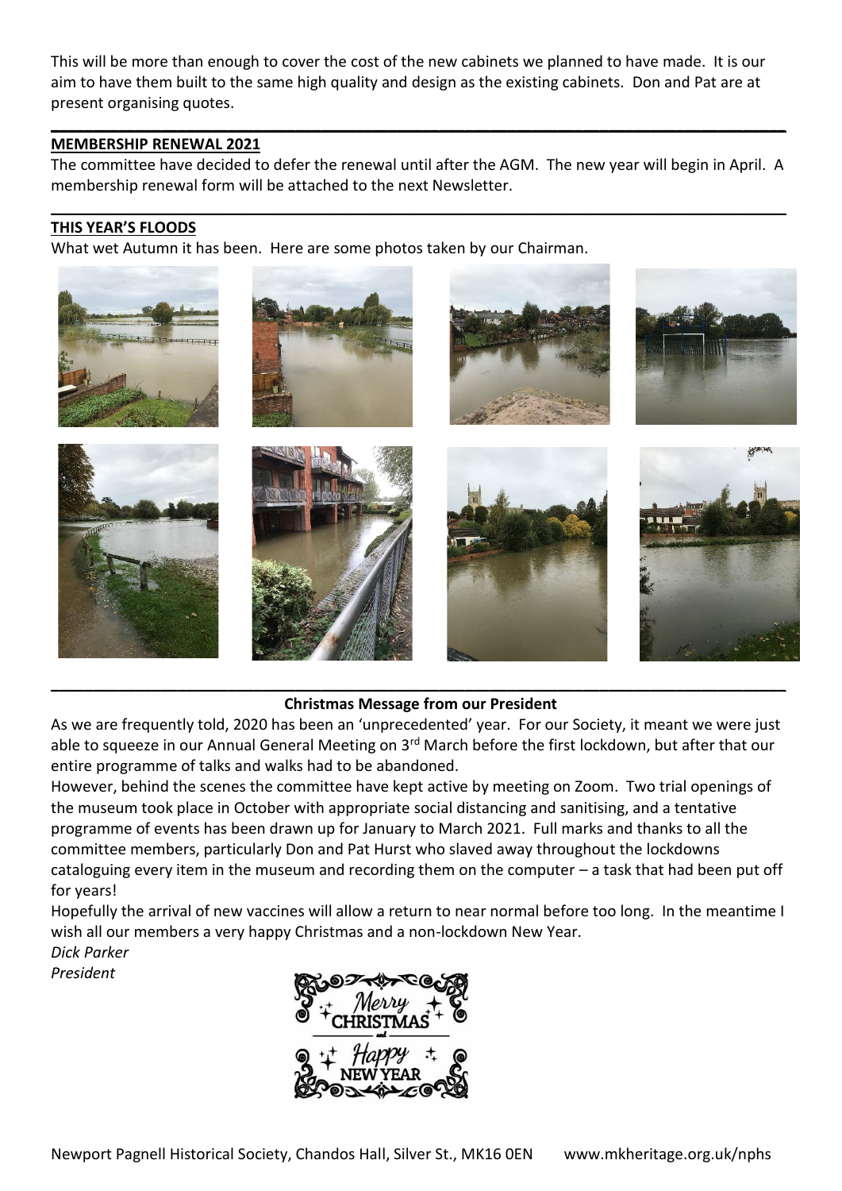This will be more than enough to cover the cost of the new cabinets we planned to have made. It is our aim to have them built to the same high quality and design as the existing cabinets. Don and Pat are at present organising quotes.

---

## MEMBERSHIP RENEWAL 2021

The committee have decided to defer the renewal until after the AGM. The new year will begin in April. A membership renewal form will be attached to the next Newsletter.

---

## THIS YEAR'S FLOODS

What wet Autumn it has been. Here are some photos taken by our Chairman.

---

### Christmas Message from our President

As we are frequently told, 2020 has been an 'unprecedented' year. For our Society, it meant we were just able to squeeze in our Annual General Meeting on 3rd March before the first lockdown, but after that our entire programme of talks and walks had to be abandoned.

However, behind the scenes the committee have kept active by meeting on Zoom. Two trial openings of the museum took place in October with appropriate social distancing and sanitising, and a tentative programme of events has been drawn up for January to March 2021. Full marks and thanks to all the committee members, particularly Don and Pat Hurst who slaved away throughout the lockdowns cataloguing every item in the museum and recording them on the computer – a task that had been put off for years!

Hopefully the arrival of new vaccines will allow a return to near normal before too long. In the meantime I wish all our members a very happy Christmas and a non-lockdown New Year.

*Dick Parker*
*President*

Newport Pagnell Historical Society, Chandos Hall, Silver St., MK16 0EN www.mkheritage.org.uk/nphs